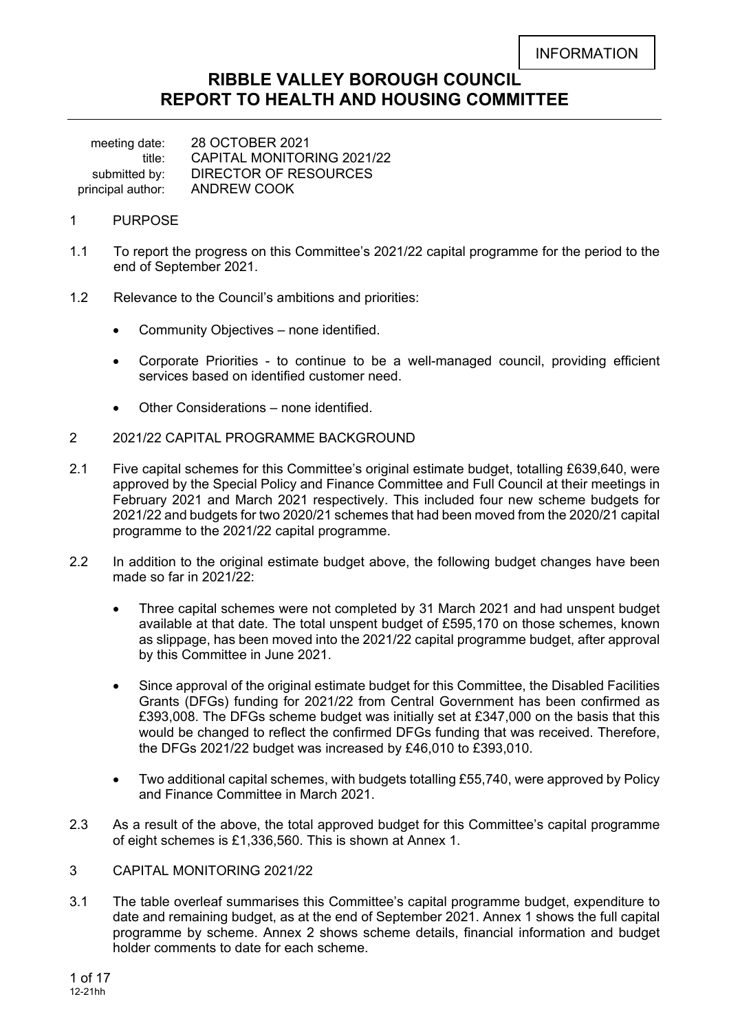INFORMATION

# RIBBLE VALLEY BOROUGH COUNCIL
# REPORT TO HEALTH AND HOUSING COMMITTEE

| | |
|---|---|
| meeting date: | 28 OCTOBER 2021 |
| title: | CAPITAL MONITORING 2021/22 |
| submitted by: | DIRECTOR OF RESOURCES |
| principal author: | ANDREW COOK |

## 1 PURPOSE

1.1 To report the progress on this Committee's 2021/22 capital programme for the period to the end of September 2021.

1.2 Relevance to the Council's ambitions and priorities:

- Community Objectives – none identified.
- Corporate Priorities - to continue to be a well-managed council, providing efficient services based on identified customer need.
- Other Considerations – none identified.

## 2 2021/22 CAPITAL PROGRAMME BACKGROUND

2.1 Five capital schemes for this Committee's original estimate budget, totalling £639,640, were approved by the Special Policy and Finance Committee and Full Council at their meetings in February 2021 and March 2021 respectively. This included four new scheme budgets for 2021/22 and budgets for two 2020/21 schemes that had been moved from the 2020/21 capital programme to the 2021/22 capital programme.

2.2 In addition to the original estimate budget above, the following budget changes have been made so far in 2021/22:

- Three capital schemes were not completed by 31 March 2021 and had unspent budget available at that date. The total unspent budget of £595,170 on those schemes, known as slippage, has been moved into the 2021/22 capital programme budget, after approval by this Committee in June 2021.
- Since approval of the original estimate budget for this Committee, the Disabled Facilities Grants (DFGs) funding for 2021/22 from Central Government has been confirmed as £393,008. The DFGs scheme budget was initially set at £347,000 on the basis that this would be changed to reflect the confirmed DFGs funding that was received. Therefore, the DFGs 2021/22 budget was increased by £46,010 to £393,010.
- Two additional capital schemes, with budgets totalling £55,740, were approved by Policy and Finance Committee in March 2021.

2.3 As a result of the above, the total approved budget for this Committee's capital programme of eight schemes is £1,336,560. This is shown at Annex 1.

## 3 CAPITAL MONITORING 2021/22

3.1 The table overleaf summarises this Committee's capital programme budget, expenditure to date and remaining budget, as at the end of September 2021. Annex 1 shows the full capital programme by scheme. Annex 2 shows scheme details, financial information and budget holder comments to date for each scheme.

12-21hh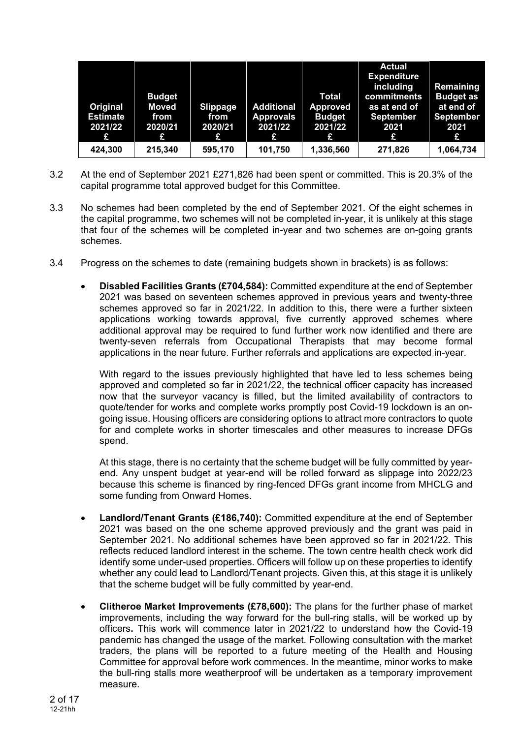| Original Estimate 2021/22 £ | Budget Moved from 2020/21 £ | Slippage from 2020/21 £ | Additional Approvals 2021/22 £ | Total Approved Budget 2021/22 £ | Actual Expenditure including commitments as at end of September 2021 £ | Remaining Budget as at end of September 2021 £ |
|---|---|---|---|---|---|---|
| 424,300 | 215,340 | 595,170 | 101,750 | 1,336,560 | 271,826 | 1,064,734 |

3.2 At the end of September 2021 £271,826 had been spent or committed. This is 20.3% of the capital programme total approved budget for this Committee.

3.3 No schemes had been completed by the end of September 2021. Of the eight schemes in the capital programme, two schemes will not be completed in-year, it is unlikely at this stage that four of the schemes will be completed in-year and two schemes are on-going grants schemes.

3.4 Progress on the schemes to date (remaining budgets shown in brackets) is as follows:

- **Disabled Facilities Grants (£704,584):** Committed expenditure at the end of September 2021 was based on seventeen schemes approved in previous years and twenty-three schemes approved so far in 2021/22. In addition to this, there were a further sixteen applications working towards approval, five currently approved schemes where additional approval may be required to fund further work now identified and there are twenty-seven referrals from Occupational Therapists that may become formal applications in the near future. Further referrals and applications are expected in-year.

  With regard to the issues previously highlighted that have led to less schemes being approved and completed so far in 2021/22, the technical officer capacity has increased now that the surveyor vacancy is filled, but the limited availability of contractors to quote/tender for works and complete works promptly post Covid-19 lockdown is an on-going issue. Housing officers are considering options to attract more contractors to quote for and complete works in shorter timescales and other measures to increase DFGs spend.

  At this stage, there is no certainty that the scheme budget will be fully committed by year-end. Any unspent budget at year-end will be rolled forward as slippage into 2022/23 because this scheme is financed by ring-fenced DFGs grant income from MHCLG and some funding from Onward Homes.

- **Landlord/Tenant Grants (£186,740):** Committed expenditure at the end of September 2021 was based on the one scheme approved previously and the grant was paid in September 2021. No additional schemes have been approved so far in 2021/22. This reflects reduced landlord interest in the scheme. The town centre health check work did identify some under-used properties. Officers will follow up on these properties to identify whether any could lead to Landlord/Tenant projects. Given this, at this stage it is unlikely that the scheme budget will be fully committed by year-end.

- **Clitheroe Market Improvements (£78,600):** The plans for the further phase of market improvements, including the way forward for the bull-ring stalls, will be worked up by officers**.** This work will commence later in 2021/22 to understand how the Covid-19 pandemic has changed the usage of the market. Following consultation with the market traders, the plans will be reported to a future meeting of the Health and Housing Committee for approval before work commences. In the meantime, minor works to make the bull-ring stalls more weatherproof will be undertaken as a temporary improvement measure.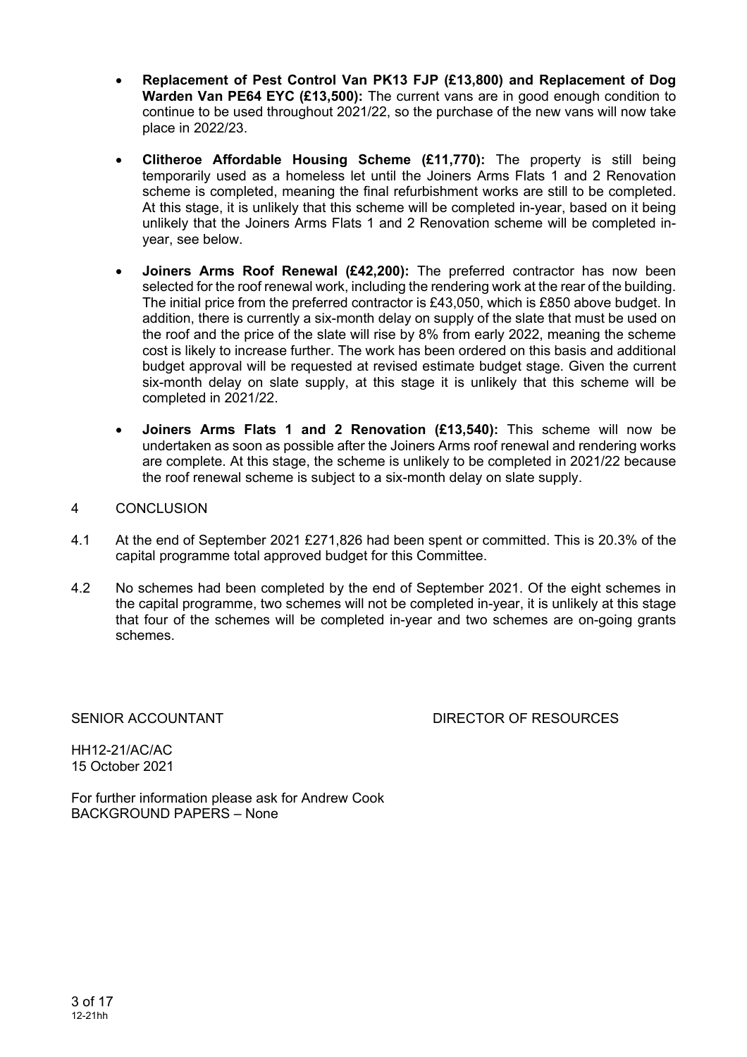- **Replacement of Pest Control Van PK13 FJP (£13,800) and Replacement of Dog Warden Van PE64 EYC (£13,500):** The current vans are in good enough condition to continue to be used throughout 2021/22, so the purchase of the new vans will now take place in 2022/23.

- **Clitheroe Affordable Housing Scheme (£11,770):** The property is still being temporarily used as a homeless let until the Joiners Arms Flats 1 and 2 Renovation scheme is completed, meaning the final refurbishment works are still to be completed. At this stage, it is unlikely that this scheme will be completed in-year, based on it being unlikely that the Joiners Arms Flats 1 and 2 Renovation scheme will be completed in-year, see below.

- **Joiners Arms Roof Renewal (£42,200):** The preferred contractor has now been selected for the roof renewal work, including the rendering work at the rear of the building. The initial price from the preferred contractor is £43,050, which is £850 above budget. In addition, there is currently a six-month delay on supply of the slate that must be used on the roof and the price of the slate will rise by 8% from early 2022, meaning the scheme cost is likely to increase further. The work has been ordered on this basis and additional budget approval will be requested at revised estimate budget stage. Given the current six-month delay on slate supply, at this stage it is unlikely that this scheme will be completed in 2021/22.

- **Joiners Arms Flats 1 and 2 Renovation (£13,540):** This scheme will now be undertaken as soon as possible after the Joiners Arms roof renewal and rendering works are complete. At this stage, the scheme is unlikely to be completed in 2021/22 because the roof renewal scheme is subject to a six-month delay on slate supply.

## 4 CONCLUSION

4.1 At the end of September 2021 £271,826 had been spent or committed. This is 20.3% of the capital programme total approved budget for this Committee.

4.2 No schemes had been completed by the end of September 2021. Of the eight schemes in the capital programme, two schemes will not be completed in-year, it is unlikely at this stage that four of the schemes will be completed in-year and two schemes are on-going grants schemes.

SENIOR ACCOUNTANT DIRECTOR OF RESOURCES

HH12-21/AC/AC
15 October 2021

For further information please ask for Andrew Cook
BACKGROUND PAPERS – None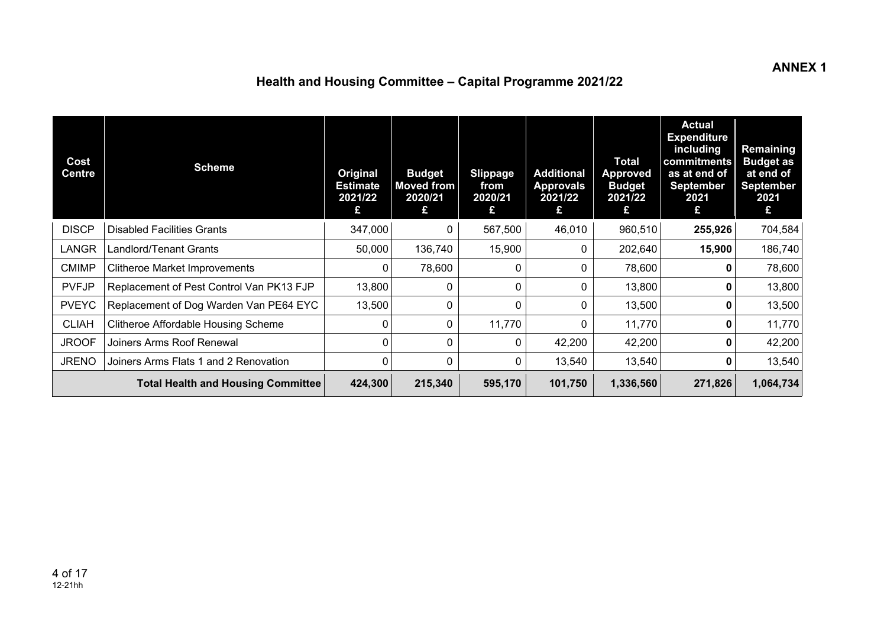**ANNEX 1**

## Health and Housing Committee – Capital Programme 2021/22

| Cost Centre | Scheme | Original Estimate 2021/22 £ | Budget Moved from 2020/21 £ | Slippage from 2020/21 £ | Additional Approvals 2021/22 £ | Total Approved Budget 2021/22 £ | Actual Expenditure including commitments as at end of September 2021 £ | Remaining Budget as at end of September 2021 £ |
|---|---|---|---|---|---|---|---|---|
| DISCP | Disabled Facilities Grants | 347,000 | 0 | 567,500 | 46,010 | 960,510 | **255,926** | 704,584 |
| LANGR | Landlord/Tenant Grants | 50,000 | 136,740 | 15,900 | 0 | 202,640 | **15,900** | 186,740 |
| CMIMP | Clitheroe Market Improvements | 0 | 78,600 | 0 | 0 | 78,600 | **0** | 78,600 |
| PVFJP | Replacement of Pest Control Van PK13 FJP | 13,800 | 0 | 0 | 0 | 13,800 | **0** | 13,800 |
| PVEYC | Replacement of Dog Warden Van PE64 EYC | 13,500 | 0 | 0 | 0 | 13,500 | **0** | 13,500 |
| CLIAH | Clitheroe Affordable Housing Scheme | 0 | 0 | 11,770 | 0 | 11,770 | **0** | 11,770 |
| JROOF | Joiners Arms Roof Renewal | 0 | 0 | 0 | 42,200 | 42,200 | **0** | 42,200 |
| JRENO | Joiners Arms Flats 1 and 2 Renovation | 0 | 0 | 0 | 13,540 | 13,540 | **0** | 13,540 |
| | **Total Health and Housing Committee** | **424,300** | **215,340** | **595,170** | **101,750** | **1,336,560** | **271,826** | **1,064,734** |

12-21hh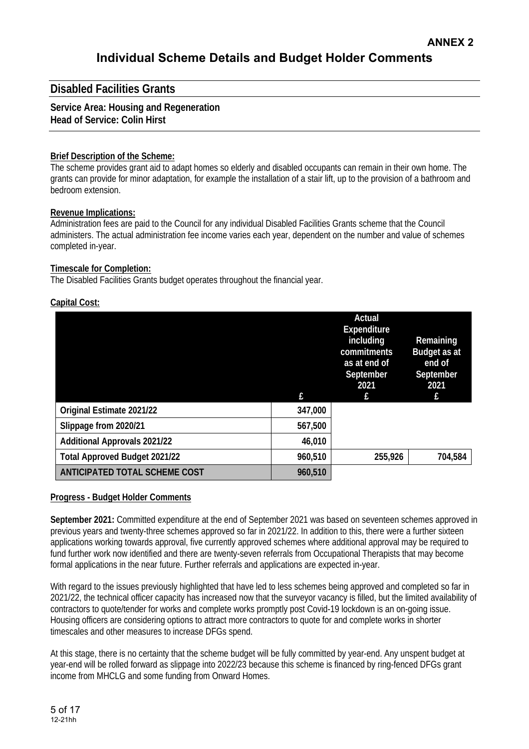**ANNEX 2**

# Individual Scheme Details and Budget Holder Comments

## Disabled Facilities Grants

**Service Area: Housing and Regeneration**
**Head of Service: Colin Hirst**

**Brief Description of the Scheme:**
The scheme provides grant aid to adapt homes so elderly and disabled occupants can remain in their own home. The grants can provide for minor adaptation, for example the installation of a stair lift, up to the provision of a bathroom and bedroom extension.

**Revenue Implications:**
Administration fees are paid to the Council for any individual Disabled Facilities Grants scheme that the Council administers. The actual administration fee income varies each year, dependent on the number and value of schemes completed in-year.

**Timescale for Completion:**
The Disabled Facilities Grants budget operates throughout the financial year.

**Capital Cost:**

| | £ | Actual Expenditure including commitments as at end of September 2021 £ | Remaining Budget as at end of September 2021 £ |
|---|---|---|---|
| Original Estimate 2021/22 | 347,000 | | |
| Slippage from 2020/21 | 567,500 | | |
| Additional Approvals 2021/22 | 46,010 | | |
| Total Approved Budget 2021/22 | 960,510 | 255,926 | 704,584 |
| ANTICIPATED TOTAL SCHEME COST | 960,510 | | |

**Progress - Budget Holder Comments**

**September 2021:** Committed expenditure at the end of September 2021 was based on seventeen schemes approved in previous years and twenty-three schemes approved so far in 2021/22. In addition to this, there were a further sixteen applications working towards approval, five currently approved schemes where additional approval may be required to fund further work now identified and there are twenty-seven referrals from Occupational Therapists that may become formal applications in the near future. Further referrals and applications are expected in-year.

With regard to the issues previously highlighted that have led to less schemes being approved and completed so far in 2021/22, the technical officer capacity has increased now that the surveyor vacancy is filled, but the limited availability of contractors to quote/tender for works and complete works promptly post Covid-19 lockdown is an on-going issue. Housing officers are considering options to attract more contractors to quote for and complete works in shorter timescales and other measures to increase DFGs spend.

At this stage, there is no certainty that the scheme budget will be fully committed by year-end. Any unspent budget at year-end will be rolled forward as slippage into 2022/23 because this scheme is financed by ring-fenced DFGs grant income from MHCLG and some funding from Onward Homes.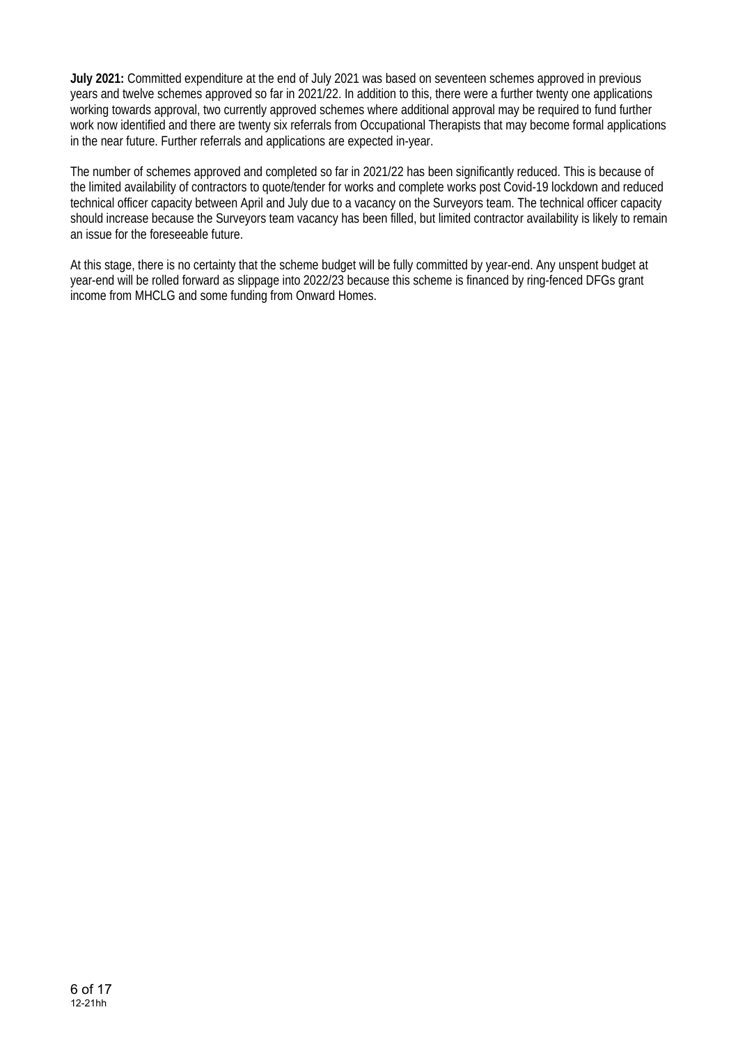**July 2021:** Committed expenditure at the end of July 2021 was based on seventeen schemes approved in previous years and twelve schemes approved so far in 2021/22. In addition to this, there were a further twenty one applications working towards approval, two currently approved schemes where additional approval may be required to fund further work now identified and there are twenty six referrals from Occupational Therapists that may become formal applications in the near future. Further referrals and applications are expected in-year.

The number of schemes approved and completed so far in 2021/22 has been significantly reduced. This is because of the limited availability of contractors to quote/tender for works and complete works post Covid-19 lockdown and reduced technical officer capacity between April and July due to a vacancy on the Surveyors team. The technical officer capacity should increase because the Surveyors team vacancy has been filled, but limited contractor availability is likely to remain an issue for the foreseeable future.

At this stage, there is no certainty that the scheme budget will be fully committed by year-end. Any unspent budget at year-end will be rolled forward as slippage into 2022/23 because this scheme is financed by ring-fenced DFGs grant income from MHCLG and some funding from Onward Homes.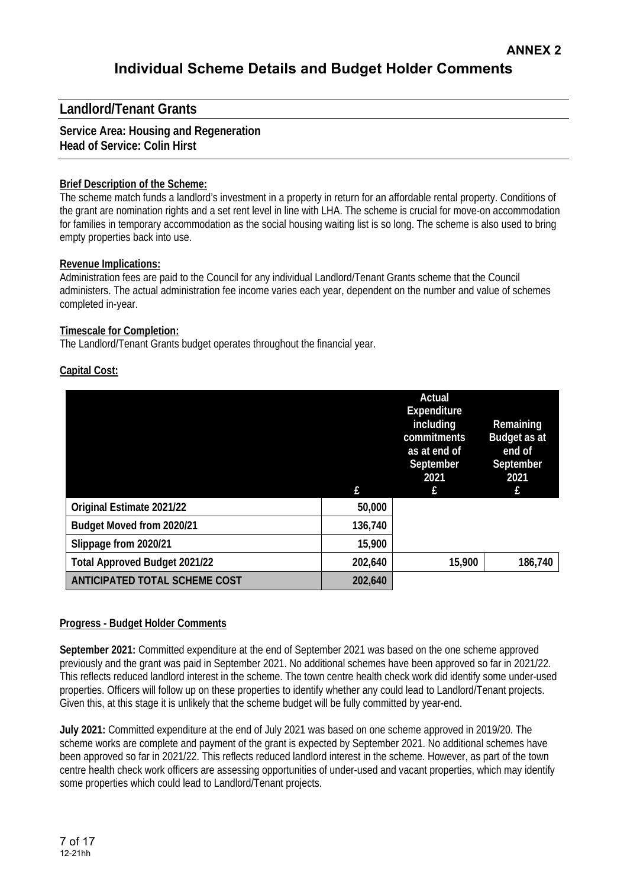ANNEX 2

# Individual Scheme Details and Budget Holder Comments

## Landlord/Tenant Grants

**Service Area: Housing and Regeneration**
**Head of Service: Colin Hirst**

**Brief Description of the Scheme:**
The scheme match funds a landlord's investment in a property in return for an affordable rental property. Conditions of the grant are nomination rights and a set rent level in line with LHA. The scheme is crucial for move-on accommodation for families in temporary accommodation as the social housing waiting list is so long. The scheme is also used to bring empty properties back into use.

**Revenue Implications:**
Administration fees are paid to the Council for any individual Landlord/Tenant Grants scheme that the Council administers. The actual administration fee income varies each year, dependent on the number and value of schemes completed in-year.

**Timescale for Completion:**
The Landlord/Tenant Grants budget operates throughout the financial year.

**Capital Cost:**

| | £ | Actual Expenditure including commitments as at end of September 2021 £ | Remaining Budget as at end of September 2021 £ |
|---|---|---|---|
| Original Estimate 2021/22 | 50,000 | | |
| Budget Moved from 2020/21 | 136,740 | | |
| Slippage from 2020/21 | 15,900 | | |
| Total Approved Budget 2021/22 | 202,640 | 15,900 | 186,740 |
| ANTICIPATED TOTAL SCHEME COST | 202,640 | | |

**Progress - Budget Holder Comments**

**September 2021:** Committed expenditure at the end of September 2021 was based on the one scheme approved previously and the grant was paid in September 2021. No additional schemes have been approved so far in 2021/22. This reflects reduced landlord interest in the scheme. The town centre health check work did identify some under-used properties. Officers will follow up on these properties to identify whether any could lead to Landlord/Tenant projects. Given this, at this stage it is unlikely that the scheme budget will be fully committed by year-end.

**July 2021:** Committed expenditure at the end of July 2021 was based on one scheme approved in 2019/20. The scheme works are complete and payment of the grant is expected by September 2021. No additional schemes have been approved so far in 2021/22. This reflects reduced landlord interest in the scheme. However, as part of the town centre health check work officers are assessing opportunities of under-used and vacant properties, which may identify some properties which could lead to Landlord/Tenant projects.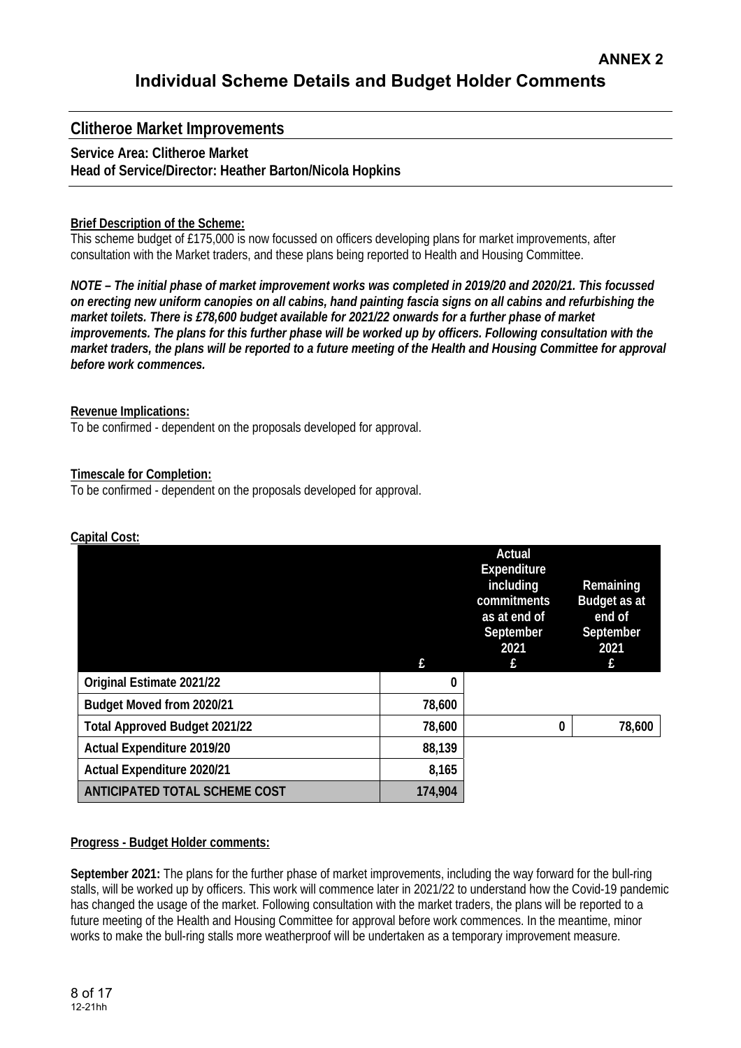**ANNEX 2**

# Individual Scheme Details and Budget Holder Comments

## Clitheroe Market Improvements

**Service Area: Clitheroe Market**
**Head of Service/Director: Heather Barton/Nicola Hopkins**

**Brief Description of the Scheme:**
This scheme budget of £175,000 is now focussed on officers developing plans for market improvements, after consultation with the Market traders, and these plans being reported to Health and Housing Committee.

***NOTE – The initial phase of market improvement works was completed in 2019/20 and 2020/21. This focussed on erecting new uniform canopies on all cabins, hand painting fascia signs on all cabins and refurbishing the market toilets. There is £78,600 budget available for 2021/22 onwards for a further phase of market improvements. The plans for this further phase will be worked up by officers. Following consultation with the market traders, the plans will be reported to a future meeting of the Health and Housing Committee for approval before work commences.***

**Revenue Implications:**
To be confirmed - dependent on the proposals developed for approval.

**Timescale for Completion:**
To be confirmed - dependent on the proposals developed for approval.

**Capital Cost:**

| | £ | Actual Expenditure including commitments as at end of September 2021 £ | Remaining Budget as at end of September 2021 £ |
|---|---|---|---|
| Original Estimate 2021/22 | 0 | | |
| Budget Moved from 2020/21 | 78,600 | | |
| Total Approved Budget 2021/22 | 78,600 | 0 | 78,600 |
| Actual Expenditure 2019/20 | 88,139 | | |
| Actual Expenditure 2020/21 | 8,165 | | |
| ANTICIPATED TOTAL SCHEME COST | 174,904 | | |

**Progress - Budget Holder comments:**

**September 2021:** The plans for the further phase of market improvements, including the way forward for the bull-ring stalls, will be worked up by officers. This work will commence later in 2021/22 to understand how the Covid-19 pandemic has changed the usage of the market. Following consultation with the market traders, the plans will be reported to a future meeting of the Health and Housing Committee for approval before work commences. In the meantime, minor works to make the bull-ring stalls more weatherproof will be undertaken as a temporary improvement measure.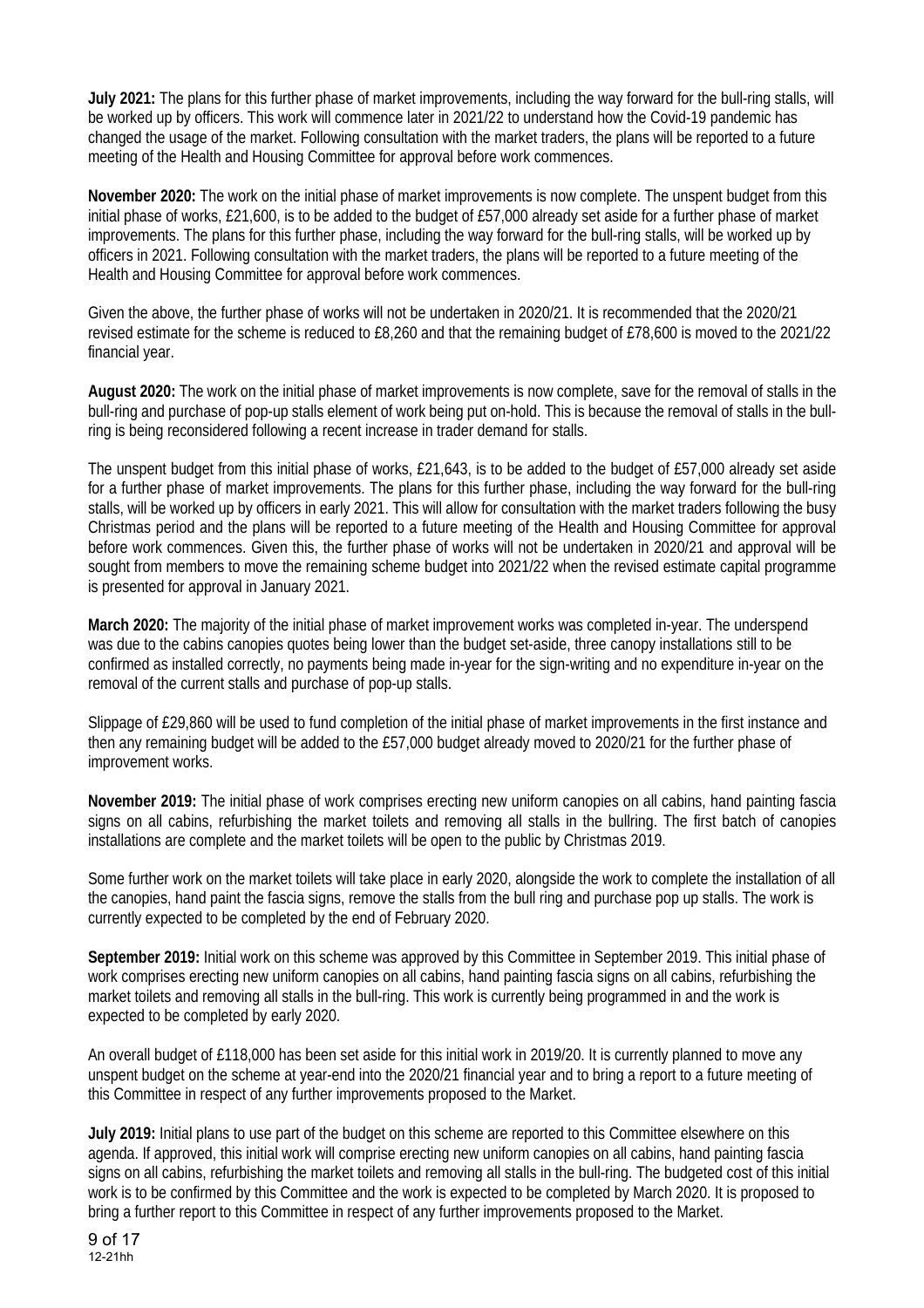**July 2021:** The plans for this further phase of market improvements, including the way forward for the bull-ring stalls, will be worked up by officers. This work will commence later in 2021/22 to understand how the Covid-19 pandemic has changed the usage of the market. Following consultation with the market traders, the plans will be reported to a future meeting of the Health and Housing Committee for approval before work commences.

**November 2020:** The work on the initial phase of market improvements is now complete. The unspent budget from this initial phase of works, £21,600, is to be added to the budget of £57,000 already set aside for a further phase of market improvements. The plans for this further phase, including the way forward for the bull-ring stalls, will be worked up by officers in 2021. Following consultation with the market traders, the plans will be reported to a future meeting of the Health and Housing Committee for approval before work commences.

Given the above, the further phase of works will not be undertaken in 2020/21. It is recommended that the 2020/21 revised estimate for the scheme is reduced to £8,260 and that the remaining budget of £78,600 is moved to the 2021/22 financial year.

**August 2020:** The work on the initial phase of market improvements is now complete, save for the removal of stalls in the bull-ring and purchase of pop-up stalls element of work being put on-hold. This is because the removal of stalls in the bull-ring is being reconsidered following a recent increase in trader demand for stalls.

The unspent budget from this initial phase of works, £21,643, is to be added to the budget of £57,000 already set aside for a further phase of market improvements. The plans for this further phase, including the way forward for the bull-ring stalls, will be worked up by officers in early 2021. This will allow for consultation with the market traders following the busy Christmas period and the plans will be reported to a future meeting of the Health and Housing Committee for approval before work commences. Given this, the further phase of works will not be undertaken in 2020/21 and approval will be sought from members to move the remaining scheme budget into 2021/22 when the revised estimate capital programme is presented for approval in January 2021.

**March 2020:** The majority of the initial phase of market improvement works was completed in-year. The underspend was due to the cabins canopies quotes being lower than the budget set-aside, three canopy installations still to be confirmed as installed correctly, no payments being made in-year for the sign-writing and no expenditure in-year on the removal of the current stalls and purchase of pop-up stalls.

Slippage of £29,860 will be used to fund completion of the initial phase of market improvements in the first instance and then any remaining budget will be added to the £57,000 budget already moved to 2020/21 for the further phase of improvement works.

**November 2019:** The initial phase of work comprises erecting new uniform canopies on all cabins, hand painting fascia signs on all cabins, refurbishing the market toilets and removing all stalls in the bullring. The first batch of canopies installations are complete and the market toilets will be open to the public by Christmas 2019.

Some further work on the market toilets will take place in early 2020, alongside the work to complete the installation of all the canopies, hand paint the fascia signs, remove the stalls from the bull ring and purchase pop up stalls. The work is currently expected to be completed by the end of February 2020.

**September 2019:** Initial work on this scheme was approved by this Committee in September 2019. This initial phase of work comprises erecting new uniform canopies on all cabins, hand painting fascia signs on all cabins, refurbishing the market toilets and removing all stalls in the bull-ring. This work is currently being programmed in and the work is expected to be completed by early 2020.

An overall budget of £118,000 has been set aside for this initial work in 2019/20. It is currently planned to move any unspent budget on the scheme at year-end into the 2020/21 financial year and to bring a report to a future meeting of this Committee in respect of any further improvements proposed to the Market.

**July 2019:** Initial plans to use part of the budget on this scheme are reported to this Committee elsewhere on this agenda. If approved, this initial work will comprise erecting new uniform canopies on all cabins, hand painting fascia signs on all cabins, refurbishing the market toilets and removing all stalls in the bull-ring. The budgeted cost of this initial work is to be confirmed by this Committee and the work is expected to be completed by March 2020. It is proposed to bring a further report to this Committee in respect of any further improvements proposed to the Market.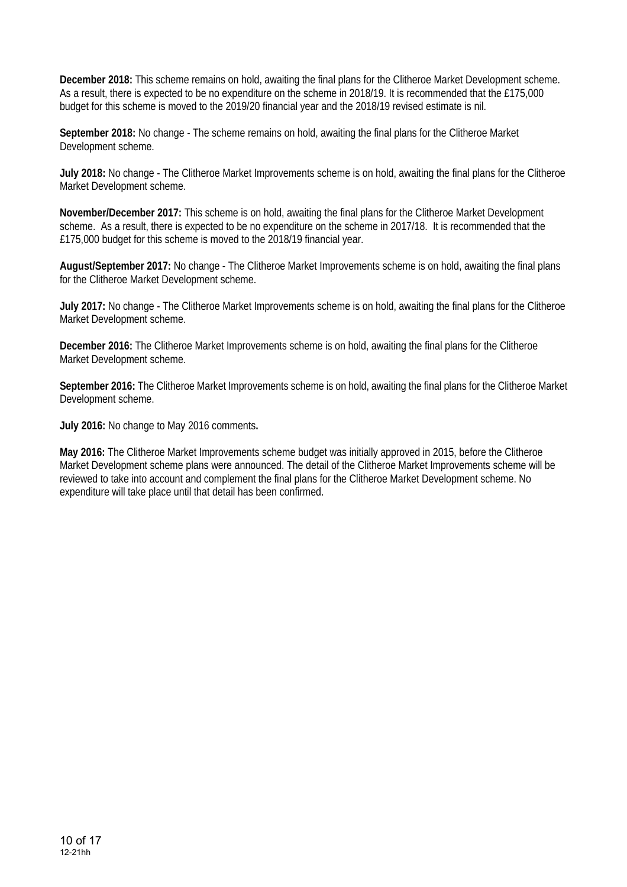**December 2018:** This scheme remains on hold, awaiting the final plans for the Clitheroe Market Development scheme. As a result, there is expected to be no expenditure on the scheme in 2018/19. It is recommended that the £175,000 budget for this scheme is moved to the 2019/20 financial year and the 2018/19 revised estimate is nil.

**September 2018:** No change - The scheme remains on hold, awaiting the final plans for the Clitheroe Market Development scheme.

**July 2018:** No change - The Clitheroe Market Improvements scheme is on hold, awaiting the final plans for the Clitheroe Market Development scheme.

**November/December 2017:** This scheme is on hold, awaiting the final plans for the Clitheroe Market Development scheme. As a result, there is expected to be no expenditure on the scheme in 2017/18. It is recommended that the £175,000 budget for this scheme is moved to the 2018/19 financial year.

**August/September 2017:** No change - The Clitheroe Market Improvements scheme is on hold, awaiting the final plans for the Clitheroe Market Development scheme.

**July 2017:** No change - The Clitheroe Market Improvements scheme is on hold, awaiting the final plans for the Clitheroe Market Development scheme.

**December 2016:** The Clitheroe Market Improvements scheme is on hold, awaiting the final plans for the Clitheroe Market Development scheme.

**September 2016:** The Clitheroe Market Improvements scheme is on hold, awaiting the final plans for the Clitheroe Market Development scheme.

**July 2016:** No change to May 2016 comments**.**

**May 2016:** The Clitheroe Market Improvements scheme budget was initially approved in 2015, before the Clitheroe Market Development scheme plans were announced. The detail of the Clitheroe Market Improvements scheme will be reviewed to take into account and complement the final plans for the Clitheroe Market Development scheme. No expenditure will take place until that detail has been confirmed.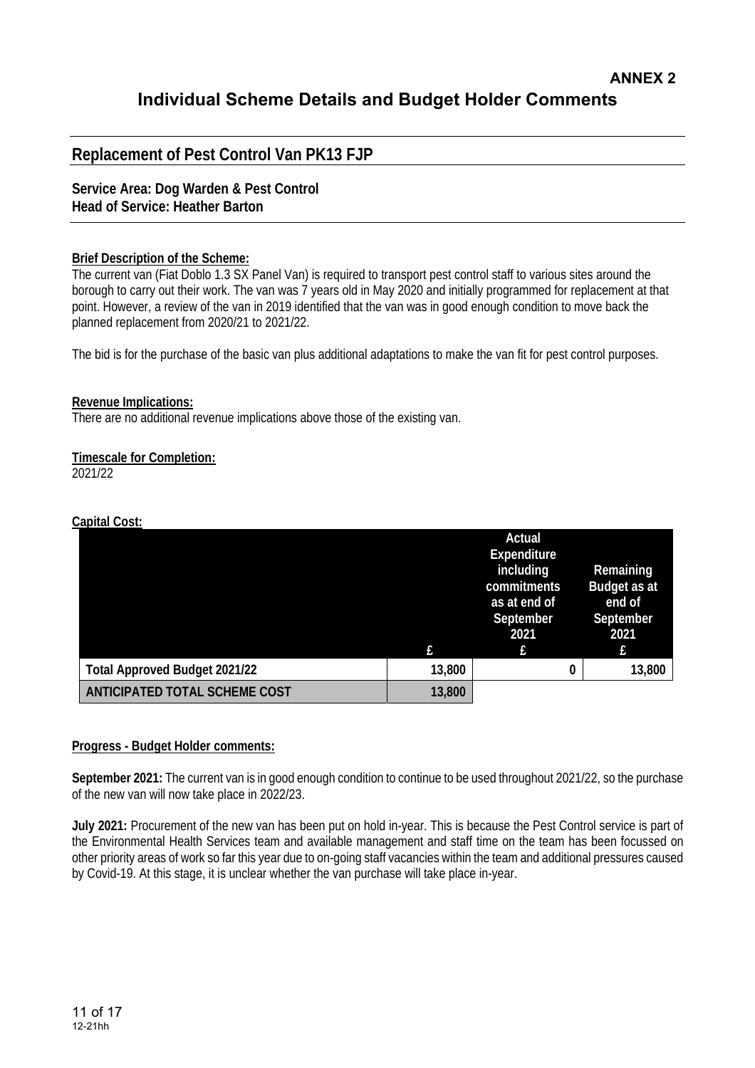ANNEX 2

# Individual Scheme Details and Budget Holder Comments

## Replacement of Pest Control Van PK13 FJP

**Service Area: Dog Warden & Pest Control**
**Head of Service: Heather Barton**

**Brief Description of the Scheme:**
The current van (Fiat Doblo 1.3 SX Panel Van) is required to transport pest control staff to various sites around the borough to carry out their work. The van was 7 years old in May 2020 and initially programmed for replacement at that point. However, a review of the van in 2019 identified that the van was in good enough condition to move back the planned replacement from 2020/21 to 2021/22.

The bid is for the purchase of the basic van plus additional adaptations to make the van fit for pest control purposes.

**Revenue Implications:**
There are no additional revenue implications above those of the existing van.

**Timescale for Completion:**
2021/22

**Capital Cost:**

| | £ | Actual Expenditure including commitments as at end of September 2021 £ | Remaining Budget as at end of September 2021 £ |
|---|---|---|---|
| Total Approved Budget 2021/22 | 13,800 | 0 | 13,800 |
| ANTICIPATED TOTAL SCHEME COST | 13,800 | | |

**Progress - Budget Holder comments:**

**September 2021:** The current van is in good enough condition to continue to be used throughout 2021/22, so the purchase of the new van will now take place in 2022/23.

**July 2021:** Procurement of the new van has been put on hold in-year. This is because the Pest Control service is part of the Environmental Health Services team and available management and staff time on the team has been focussed on other priority areas of work so far this year due to on-going staff vacancies within the team and additional pressures caused by Covid-19. At this stage, it is unclear whether the van purchase will take place in-year.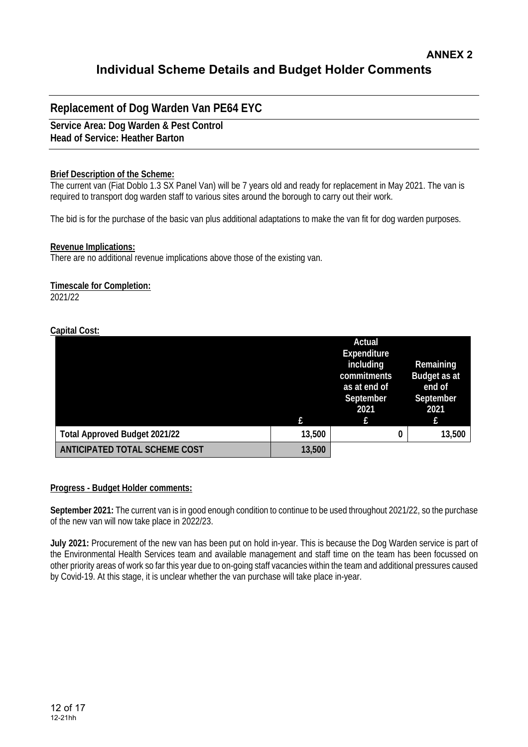**ANNEX 2**

# Individual Scheme Details and Budget Holder Comments

## Replacement of Dog Warden Van PE64 EYC

**Service Area: Dog Warden & Pest Control**
**Head of Service: Heather Barton**

**Brief Description of the Scheme:**
The current van (Fiat Doblo 1.3 SX Panel Van) will be 7 years old and ready for replacement in May 2021. The van is required to transport dog warden staff to various sites around the borough to carry out their work.

The bid is for the purchase of the basic van plus additional adaptations to make the van fit for dog warden purposes.

**Revenue Implications:**
There are no additional revenue implications above those of the existing van.

**Timescale for Completion:**
2021/22

**Capital Cost:**

| | £ | Actual Expenditure including commitments as at end of September 2021 £ | Remaining Budget as at end of September 2021 £ |
|---|---|---|---|
| **Total Approved Budget 2021/22** | 13,500 | 0 | 13,500 |
| **ANTICIPATED TOTAL SCHEME COST** | 13,500 | | |

**Progress - Budget Holder comments:**

**September 2021:** The current van is in good enough condition to continue to be used throughout 2021/22, so the purchase of the new van will now take place in 2022/23.

**July 2021:** Procurement of the new van has been put on hold in-year. This is because the Dog Warden service is part of the Environmental Health Services team and available management and staff time on the team has been focussed on other priority areas of work so far this year due to on-going staff vacancies within the team and additional pressures caused by Covid-19. At this stage, it is unclear whether the van purchase will take place in-year.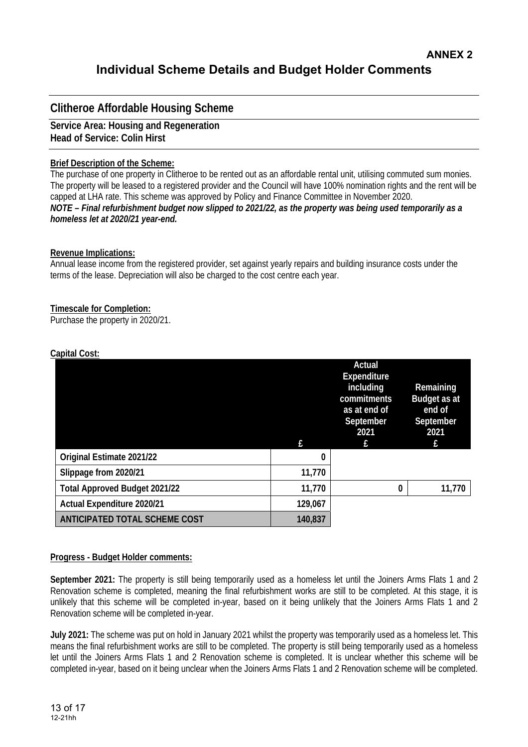**ANNEX 2**

# Individual Scheme Details and Budget Holder Comments

## Clitheroe Affordable Housing Scheme

**Service Area: Housing and Regeneration**
**Head of Service: Colin Hirst**

**Brief Description of the Scheme:**

The purchase of one property in Clitheroe to be rented out as an affordable rental unit, utilising commuted sum monies. The property will be leased to a registered provider and the Council will have 100% nomination rights and the rent will be capped at LHA rate. This scheme was approved by Policy and Finance Committee in November 2020.

***NOTE – Final refurbishment budget now slipped to 2021/22, as the property was being used temporarily as a homeless let at 2020/21 year-end.***

**Revenue Implications:**

Annual lease income from the registered provider, set against yearly repairs and building insurance costs under the terms of the lease. Depreciation will also be charged to the cost centre each year.

**Timescale for Completion:**

Purchase the property in 2020/21.

**Capital Cost:**

| | £ | Actual Expenditure including commitments as at end of September 2021 £ | Remaining Budget as at end of September 2021 £ |
|---|---|---|---|
| Original Estimate 2021/22 | 0 | | |
| Slippage from 2020/21 | 11,770 | | |
| Total Approved Budget 2021/22 | 11,770 | 0 | 11,770 |
| Actual Expenditure 2020/21 | 129,067 | | |
| ANTICIPATED TOTAL SCHEME COST | 140,837 | | |

**Progress - Budget Holder comments:**

**September 2021:** The property is still being temporarily used as a homeless let until the Joiners Arms Flats 1 and 2 Renovation scheme is completed, meaning the final refurbishment works are still to be completed. At this stage, it is unlikely that this scheme will be completed in-year, based on it being unlikely that the Joiners Arms Flats 1 and 2 Renovation scheme will be completed in-year.

**July 2021:** The scheme was put on hold in January 2021 whilst the property was temporarily used as a homeless let. This means the final refurbishment works are still to be completed. The property is still being temporarily used as a homeless let until the Joiners Arms Flats 1 and 2 Renovation scheme is completed. It is unclear whether this scheme will be completed in-year, based on it being unclear when the Joiners Arms Flats 1 and 2 Renovation scheme will be completed.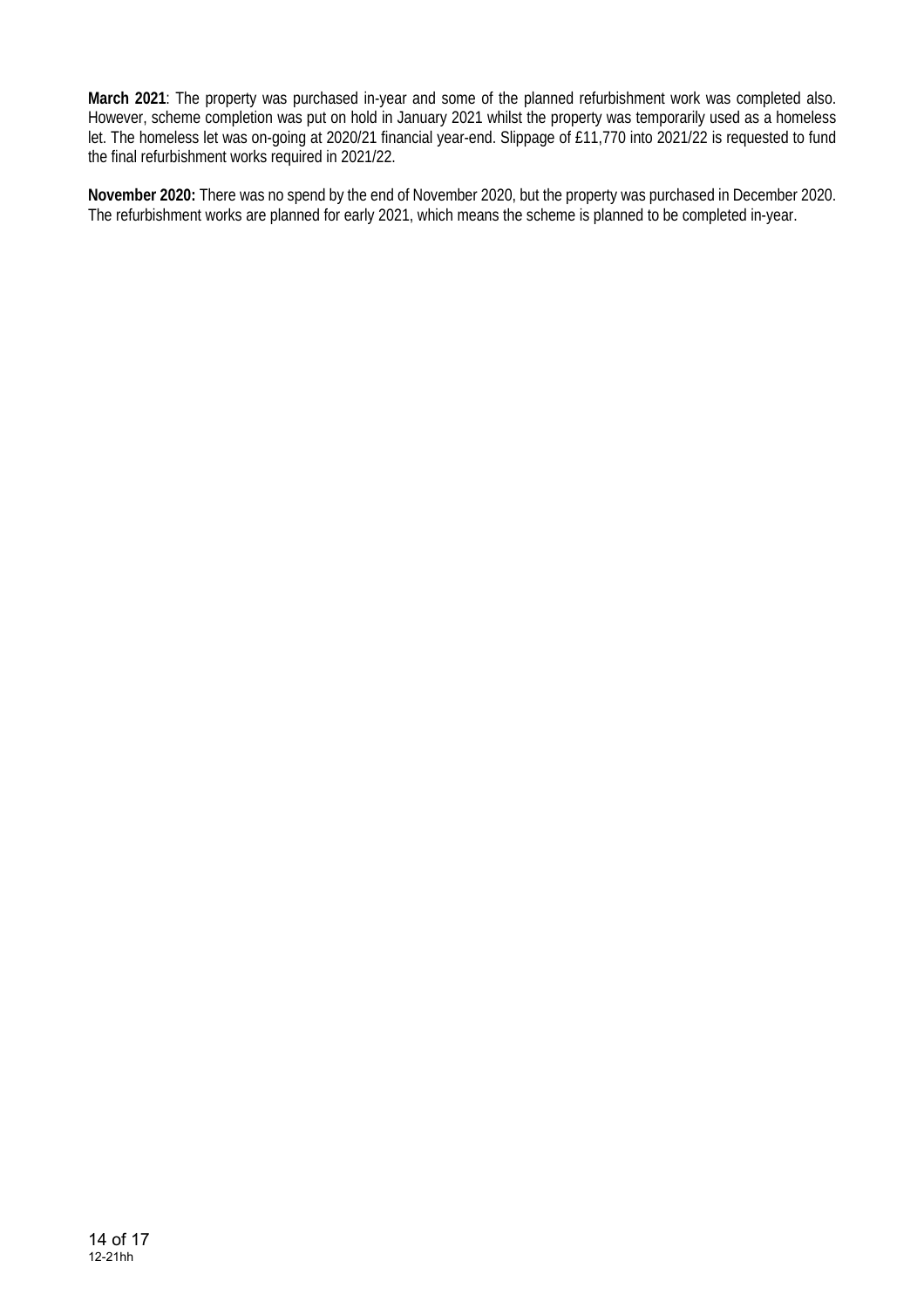**March 2021**: The property was purchased in-year and some of the planned refurbishment work was completed also. However, scheme completion was put on hold in January 2021 whilst the property was temporarily used as a homeless let. The homeless let was on-going at 2020/21 financial year-end. Slippage of £11,770 into 2021/22 is requested to fund the final refurbishment works required in 2021/22.

**November 2020:** There was no spend by the end of November 2020, but the property was purchased in December 2020. The refurbishment works are planned for early 2021, which means the scheme is planned to be completed in-year.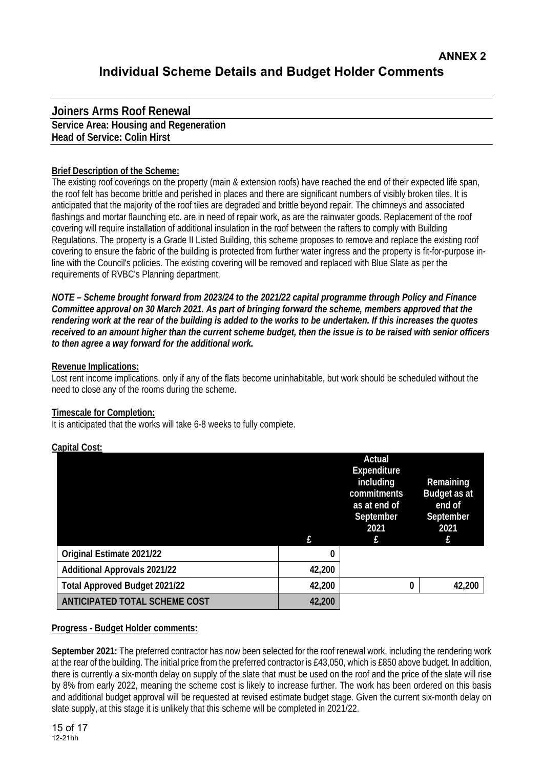**ANNEX 2**

# Individual Scheme Details and Budget Holder Comments

## Joiners Arms Roof Renewal

**Service Area: Housing and Regeneration**
**Head of Service: Colin Hirst**

**Brief Description of the Scheme:**

The existing roof coverings on the property (main & extension roofs) have reached the end of their expected life span, the roof felt has become brittle and perished in places and there are significant numbers of visibly broken tiles. It is anticipated that the majority of the roof tiles are degraded and brittle beyond repair. The chimneys and associated flashings and mortar flaunching etc. are in need of repair work, as are the rainwater goods. Replacement of the roof covering will require installation of additional insulation in the roof between the rafters to comply with Building Regulations. The property is a Grade II Listed Building, this scheme proposes to remove and replace the existing roof covering to ensure the fabric of the building is protected from further water ingress and the property is fit-for-purpose in-line with the Council's policies. The existing covering will be removed and replaced with Blue Slate as per the requirements of RVBC's Planning department.

***NOTE – Scheme brought forward from 2023/24 to the 2021/22 capital programme through Policy and Finance Committee approval on 30 March 2021. As part of bringing forward the scheme, members approved that the rendering work at the rear of the building is added to the works to be undertaken. If this increases the quotes received to an amount higher than the current scheme budget, then the issue is to be raised with senior officers to then agree a way forward for the additional work.***

**Revenue Implications:**

Lost rent income implications, only if any of the flats become uninhabitable, but work should be scheduled without the need to close any of the rooms during the scheme.

**Timescale for Completion:**

It is anticipated that the works will take 6-8 weeks to fully complete.

**Capital Cost:**

| | £ | Actual Expenditure including commitments as at end of September 2021 £ | Remaining Budget as at end of September 2021 £ |
|---|---|---|---|
| Original Estimate 2021/22 | 0 | | |
| Additional Approvals 2021/22 | 42,200 | | |
| Total Approved Budget 2021/22 | 42,200 | 0 | 42,200 |
| ANTICIPATED TOTAL SCHEME COST | 42,200 | | |

**Progress - Budget Holder comments:**

**September 2021:** The preferred contractor has now been selected for the roof renewal work, including the rendering work at the rear of the building. The initial price from the preferred contractor is £43,050, which is £850 above budget. In addition, there is currently a six-month delay on supply of the slate that must be used on the roof and the price of the slate will rise by 8% from early 2022, meaning the scheme cost is likely to increase further. The work has been ordered on this basis and additional budget approval will be requested at revised estimate budget stage. Given the current six-month delay on slate supply, at this stage it is unlikely that this scheme will be completed in 2021/22.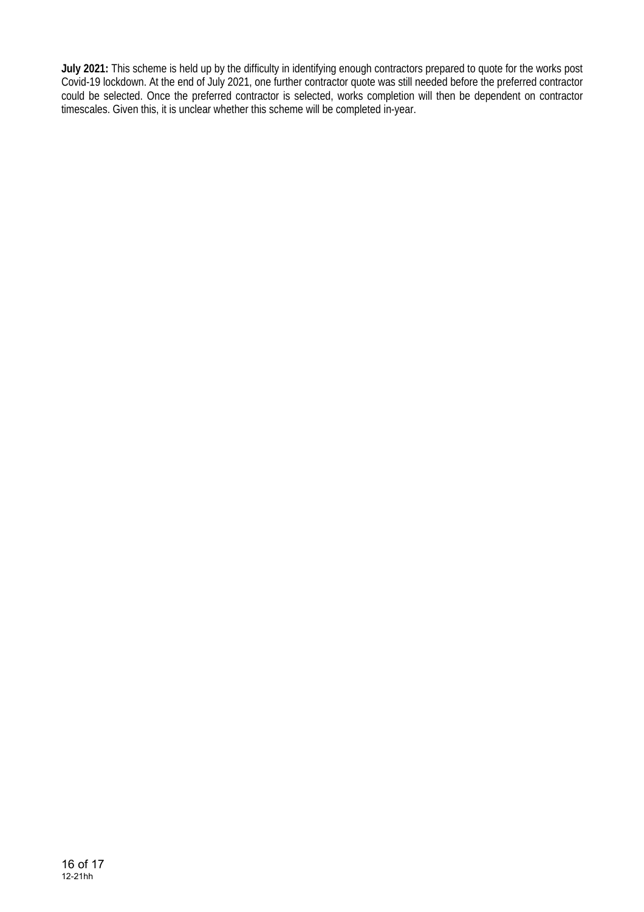**July 2021:** This scheme is held up by the difficulty in identifying enough contractors prepared to quote for the works post Covid-19 lockdown. At the end of July 2021, one further contractor quote was still needed before the preferred contractor could be selected. Once the preferred contractor is selected, works completion will then be dependent on contractor timescales. Given this, it is unclear whether this scheme will be completed in-year.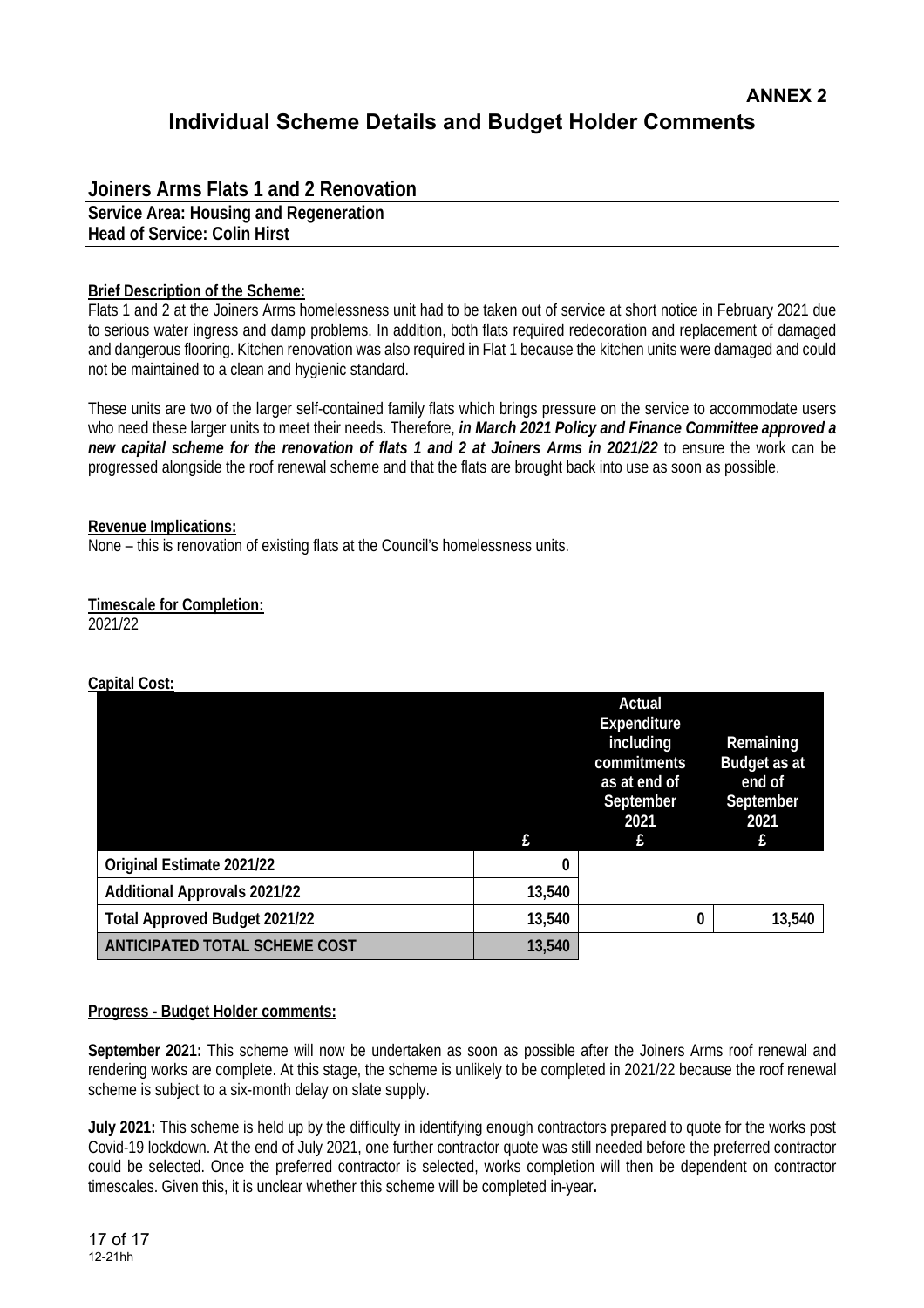**ANNEX 2**

# Individual Scheme Details and Budget Holder Comments

## Joiners Arms Flats 1 and 2 Renovation

**Service Area: Housing and Regeneration**
**Head of Service: Colin Hirst**

**Brief Description of the Scheme:**

Flats 1 and 2 at the Joiners Arms homelessness unit had to be taken out of service at short notice in February 2021 due to serious water ingress and damp problems. In addition, both flats required redecoration and replacement of damaged and dangerous flooring. Kitchen renovation was also required in Flat 1 because the kitchen units were damaged and could not be maintained to a clean and hygienic standard.

These units are two of the larger self-contained family flats which brings pressure on the service to accommodate users who need these larger units to meet their needs. Therefore, ***in March 2021 Policy and Finance Committee approved a new capital scheme for the renovation of flats 1 and 2 at Joiners Arms in 2021/22*** to ensure the work can be progressed alongside the roof renewal scheme and that the flats are brought back into use as soon as possible.

**Revenue Implications:**

None – this is renovation of existing flats at the Council's homelessness units.

**Timescale for Completion:**

2021/22

**Capital Cost:**

| | £ | Actual Expenditure including commitments as at end of September 2021 £ | Remaining Budget as at end of September 2021 £ |
|---|---|---|---|
| Original Estimate 2021/22 | 0 | | |
| Additional Approvals 2021/22 | 13,540 | | |
| Total Approved Budget 2021/22 | 13,540 | 0 | 13,540 |
| ANTICIPATED TOTAL SCHEME COST | 13,540 | | |

**Progress - Budget Holder comments:**

**September 2021:** This scheme will now be undertaken as soon as possible after the Joiners Arms roof renewal and rendering works are complete. At this stage, the scheme is unlikely to be completed in 2021/22 because the roof renewal scheme is subject to a six-month delay on slate supply.

**July 2021:** This scheme is held up by the difficulty in identifying enough contractors prepared to quote for the works post Covid-19 lockdown. At the end of July 2021, one further contractor quote was still needed before the preferred contractor could be selected. Once the preferred contractor is selected, works completion will then be dependent on contractor timescales. Given this, it is unclear whether this scheme will be completed in-year.

12-21hh